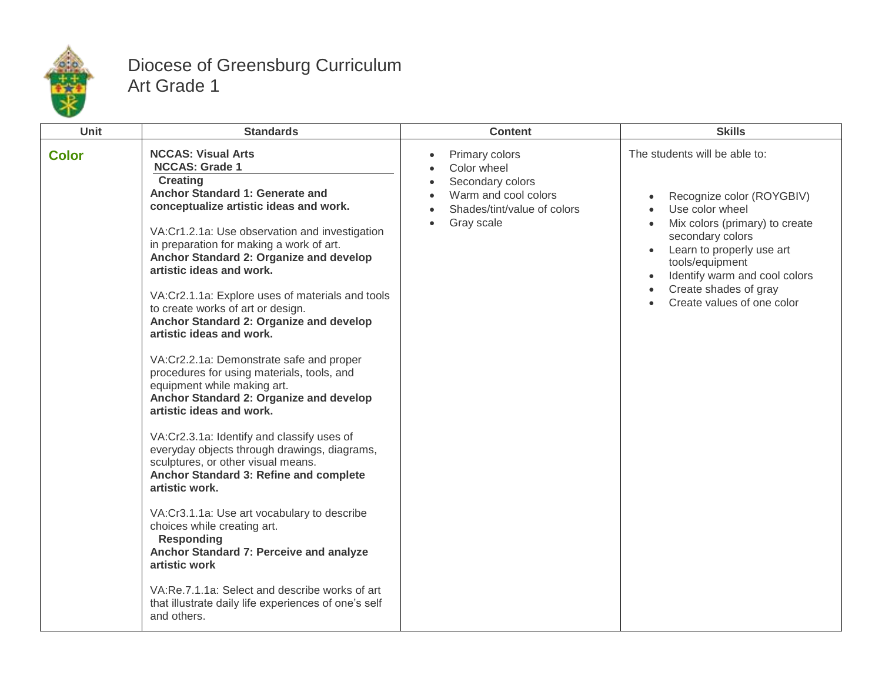# Diocese of Greensburg Curriculum
## Art Grade 1

| Unit | Standards | Content | Skills |
|---|---|---|---|
| **Color** | **NCCAS: Visual Arts**<br>**NCCAS: Grade 1**<br>**Creating**<br>**Anchor Standard 1: Generate and conceptualize artistic ideas and work.**<br><br>VA:Cr1.2.1a: Use observation and investigation in preparation for making a work of art.<br>**Anchor Standard 2: Organize and develop artistic ideas and work.**<br><br>VA:Cr2.1.1a: Explore uses of materials and tools to create works of art or design.<br>**Anchor Standard 2: Organize and develop artistic ideas and work.**<br><br>VA:Cr2.2.1a: Demonstrate safe and proper procedures for using materials, tools, and equipment while making art.<br>**Anchor Standard 2: Organize and develop artistic ideas and work.**<br><br>VA:Cr2.3.1a: Identify and classify uses of everyday objects through drawings, diagrams, sculptures, or other visual means.<br>**Anchor Standard 3: Refine and complete artistic work.**<br><br>VA:Cr3.1.1a: Use art vocabulary to describe choices while creating art.<br>**Responding**<br>**Anchor Standard 7: Perceive and analyze artistic work**<br><br>VA:Re.7.1.1a: Select and describe works of art that illustrate daily life experiences of one's self and others. | • Primary colors<br>• Color wheel<br>• Secondary colors<br>• Warm and cool colors<br>• Shades/tint/value of colors<br>• Gray scale | The students will be able to:<br><br>• Recognize color (ROYGBIV)<br>• Use color wheel<br>• Mix colors (primary) to create secondary colors<br>• Learn to properly use art tools/equipment<br>• Identify warm and cool colors<br>• Create shades of gray<br>• Create values of one color |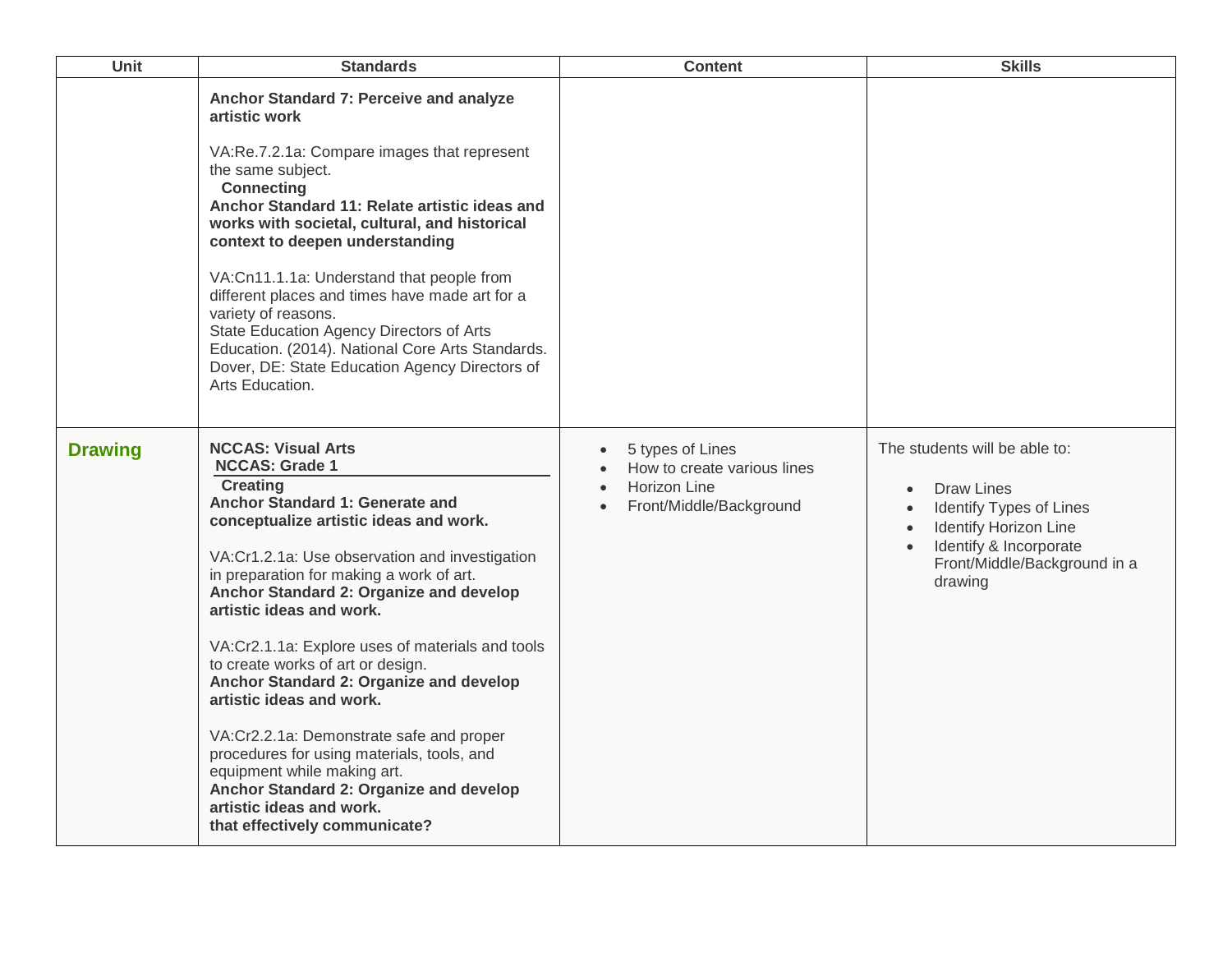| Unit | Standards | Content | Skills |
|---|---|---|---|
| | **Anchor Standard 7: Perceive and analyze artistic work**<br><br>VA:Re.7.2.1a: Compare images that represent the same subject.<br>**Connecting**<br>**Anchor Standard 11: Relate artistic ideas and works with societal, cultural, and historical context to deepen understanding**<br><br>VA:Cn11.1.1a: Understand that people from different places and times have made art for a variety of reasons.<br>State Education Agency Directors of Arts Education. (2014). National Core Arts Standards. Dover, DE: State Education Agency Directors of Arts Education. | | |
| **Drawing** | **NCCAS: Visual Arts**<br>**NCCAS: Grade 1**<br>**Creating**<br>**Anchor Standard 1: Generate and conceptualize artistic ideas and work.**<br><br>VA:Cr1.2.1a: Use observation and investigation in preparation for making a work of art.<br>**Anchor Standard 2: Organize and develop artistic ideas and work.**<br><br>VA:Cr2.1.1a: Explore uses of materials and tools to create works of art or design.<br>**Anchor Standard 2: Organize and develop artistic ideas and work.**<br><br>VA:Cr2.2.1a: Demonstrate safe and proper procedures for using materials, tools, and equipment while making art.<br>**Anchor Standard 2: Organize and develop artistic ideas and work.**<br>**that effectively communicate?** | • 5 types of Lines<br>• How to create various lines<br>• Horizon Line<br>• Front/Middle/Background | The students will be able to:<br><br>• Draw Lines<br>• Identify Types of Lines<br>• Identify Horizon Line<br>• Identify & Incorporate Front/Middle/Background in a drawing |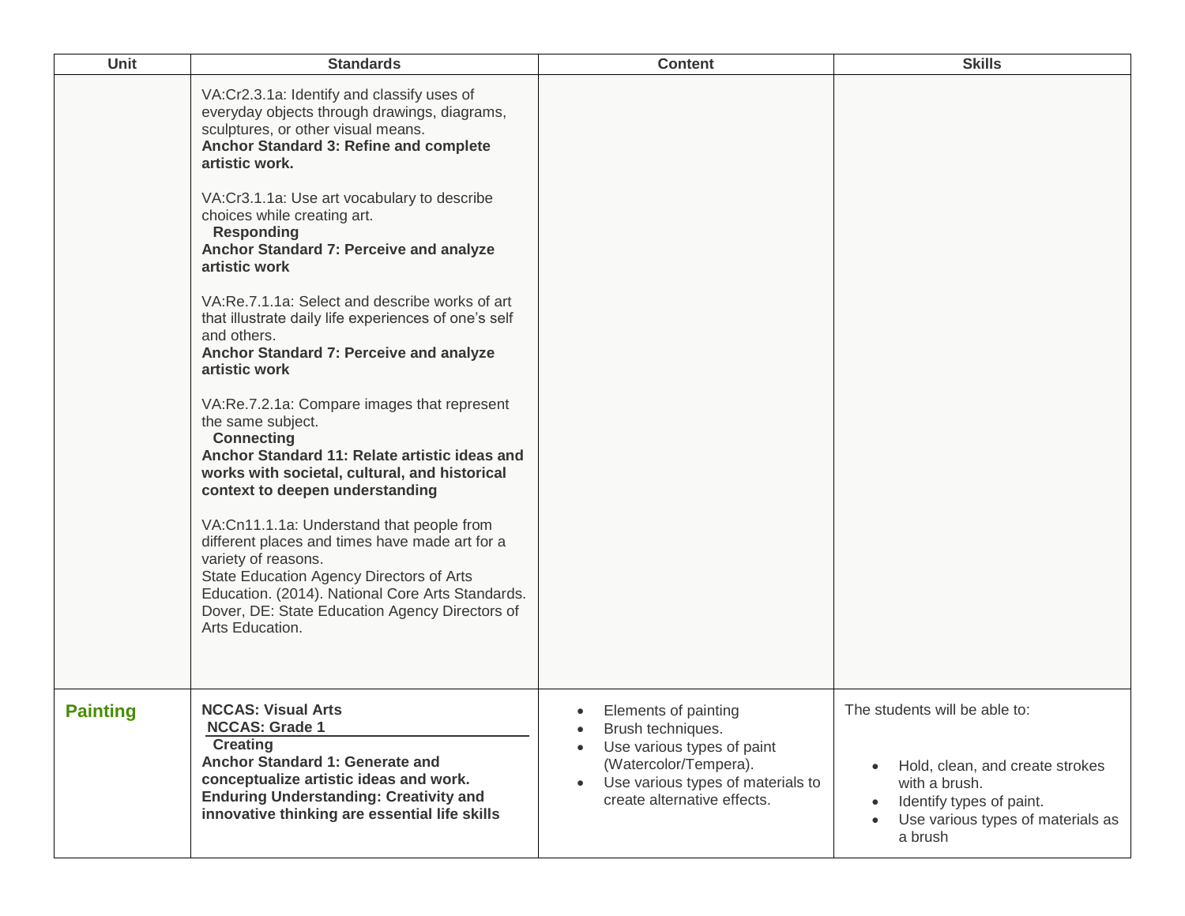| Unit | Standards | Content | Skills |
|---|---|---|---|
| | VA:Cr2.3.1a: Identify and classify uses of everyday objects through drawings, diagrams, sculptures, or other visual means.<br>**Anchor Standard 3: Refine and complete artistic work.**<br><br>VA:Cr3.1.1a: Use art vocabulary to describe choices while creating art.<br>**Responding**<br>**Anchor Standard 7: Perceive and analyze artistic work**<br><br>VA:Re.7.1.1a: Select and describe works of art that illustrate daily life experiences of one's self and others.<br>**Anchor Standard 7: Perceive and analyze artistic work**<br><br>VA:Re.7.2.1a: Compare images that represent the same subject.<br>**Connecting**<br>**Anchor Standard 11: Relate artistic ideas and works with societal, cultural, and historical context to deepen understanding**<br><br>VA:Cn11.1.1a: Understand that people from different places and times have made art for a variety of reasons.<br>State Education Agency Directors of Arts Education. (2014). National Core Arts Standards. Dover, DE: State Education Agency Directors of Arts Education. | | |
| **Painting** | **NCCAS: Visual Arts**<br>**NCCAS: Grade 1**<br>**Creating**<br>**Anchor Standard 1: Generate and conceptualize artistic ideas and work.**<br>**Enduring Understanding: Creativity and innovative thinking are essential life skills** | • Elements of painting<br>• Brush techniques.<br>• Use various types of paint (Watercolor/Tempera).<br>• Use various types of materials to create alternative effects. | The students will be able to:<br><br>• Hold, clean, and create strokes with a brush.<br>• Identify types of paint.<br>• Use various types of materials as a brush |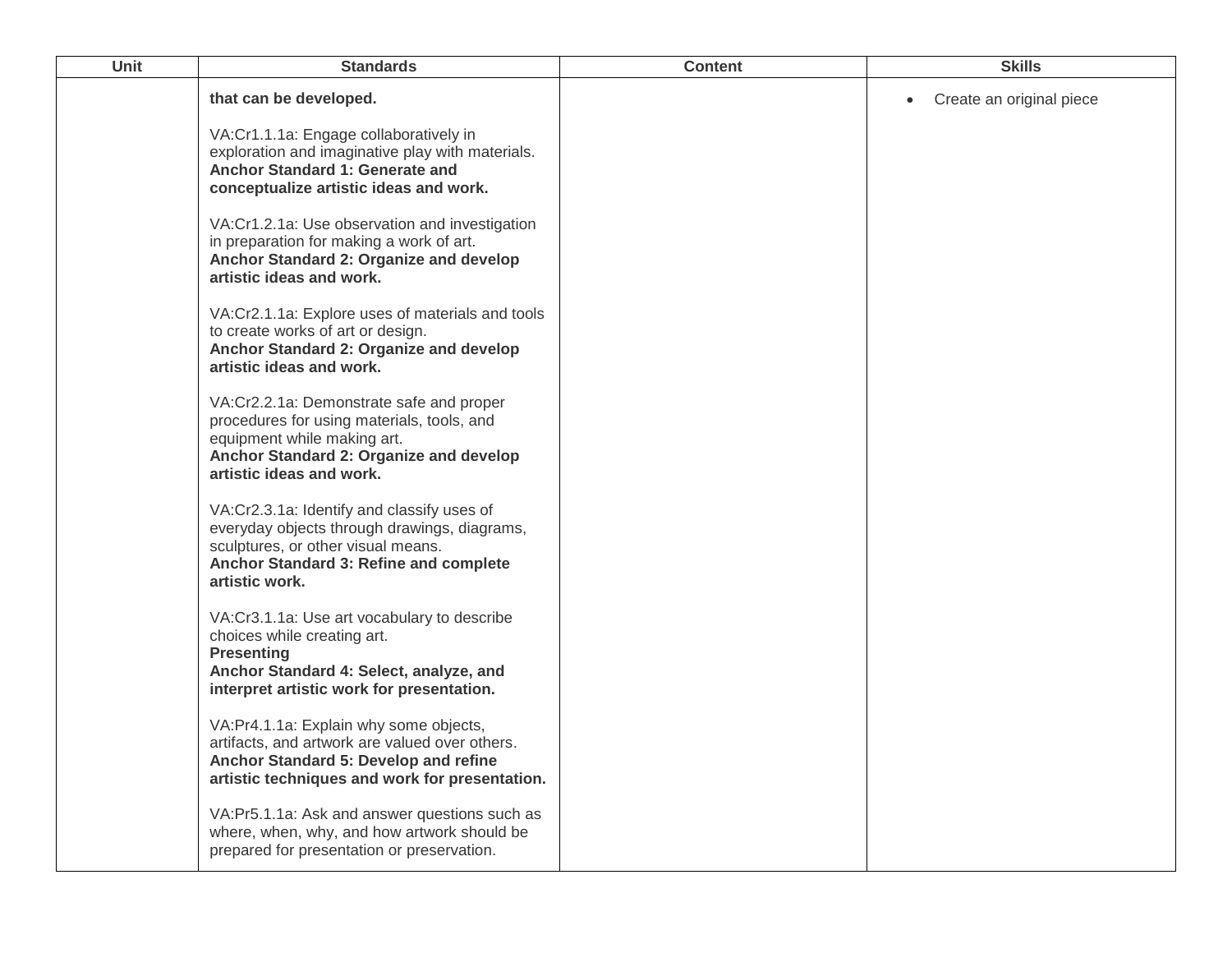| Unit | Standards | Content | Skills |
| --- | --- | --- | --- |
| | **that can be developed.**<br><br>VA:Cr1.1.1a: Engage collaboratively in exploration and imaginative play with materials.<br>**Anchor Standard 1: Generate and conceptualize artistic ideas and work.**<br><br>VA:Cr1.2.1a: Use observation and investigation in preparation for making a work of art.<br>**Anchor Standard 2: Organize and develop artistic ideas and work.**<br><br>VA:Cr2.1.1a: Explore uses of materials and tools to create works of art or design.<br>**Anchor Standard 2: Organize and develop artistic ideas and work.**<br><br>VA:Cr2.2.1a: Demonstrate safe and proper procedures for using materials, tools, and equipment while making art.<br>**Anchor Standard 2: Organize and develop artistic ideas and work.**<br><br>VA:Cr2.3.1a: Identify and classify uses of everyday objects through drawings, diagrams, sculptures, or other visual means.<br>**Anchor Standard 3: Refine and complete artistic work.**<br><br>VA:Cr3.1.1a: Use art vocabulary to describe choices while creating art.<br>**Presenting**<br>**Anchor Standard 4: Select, analyze, and interpret artistic work for presentation.**<br><br>VA:Pr4.1.1a: Explain why some objects, artifacts, and artwork are valued over others.<br>**Anchor Standard 5: Develop and refine artistic techniques and work for presentation.**<br><br>VA:Pr5.1.1a: Ask and answer questions such as where, when, why, and how artwork should be prepared for presentation or preservation. | | • Create an original piece |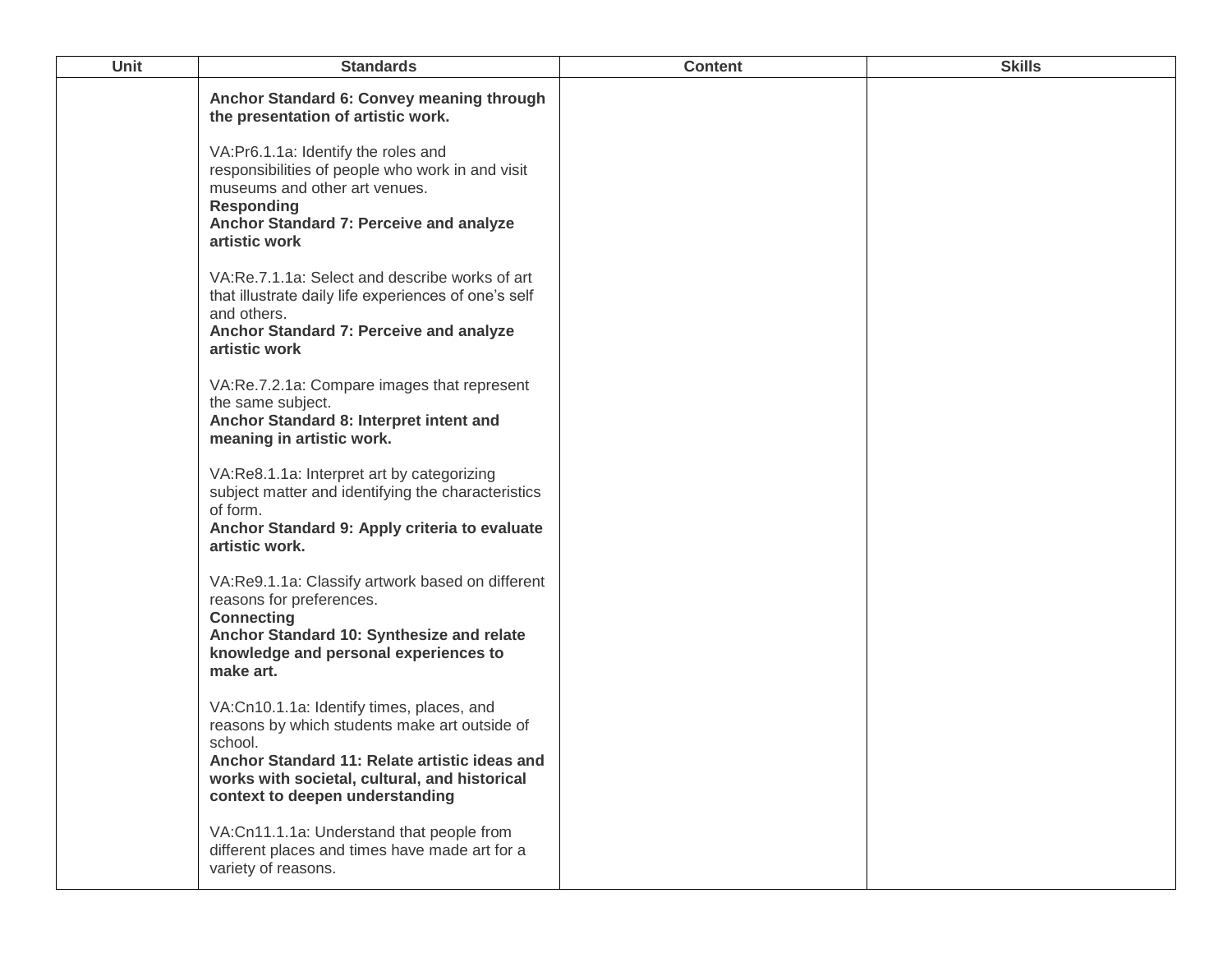| Unit | Standards | Content | Skills |
|---|---|---|---|
| | **Anchor Standard 6: Convey meaning through the presentation of artistic work.**<br><br>VA:Pr6.1.1a: Identify the roles and responsibilities of people who work in and visit museums and other art venues.<br>**Responding**<br>**Anchor Standard 7: Perceive and analyze artistic work**<br><br>VA:Re.7.1.1a: Select and describe works of art that illustrate daily life experiences of one's self and others.<br>**Anchor Standard 7: Perceive and analyze artistic work**<br><br>VA:Re.7.2.1a: Compare images that represent the same subject.<br>**Anchor Standard 8: Interpret intent and meaning in artistic work.**<br><br>VA:Re8.1.1a: Interpret art by categorizing subject matter and identifying the characteristics of form.<br>**Anchor Standard 9: Apply criteria to evaluate artistic work.**<br><br>VA:Re9.1.1a: Classify artwork based on different reasons for preferences.<br>**Connecting**<br>**Anchor Standard 10: Synthesize and relate knowledge and personal experiences to make art.**<br><br>VA:Cn10.1.1a: Identify times, places, and reasons by which students make art outside of school.<br>**Anchor Standard 11: Relate artistic ideas and works with societal, cultural, and historical context to deepen understanding**<br><br>VA:Cn11.1.1a: Understand that people from different places and times have made art for a variety of reasons. | | |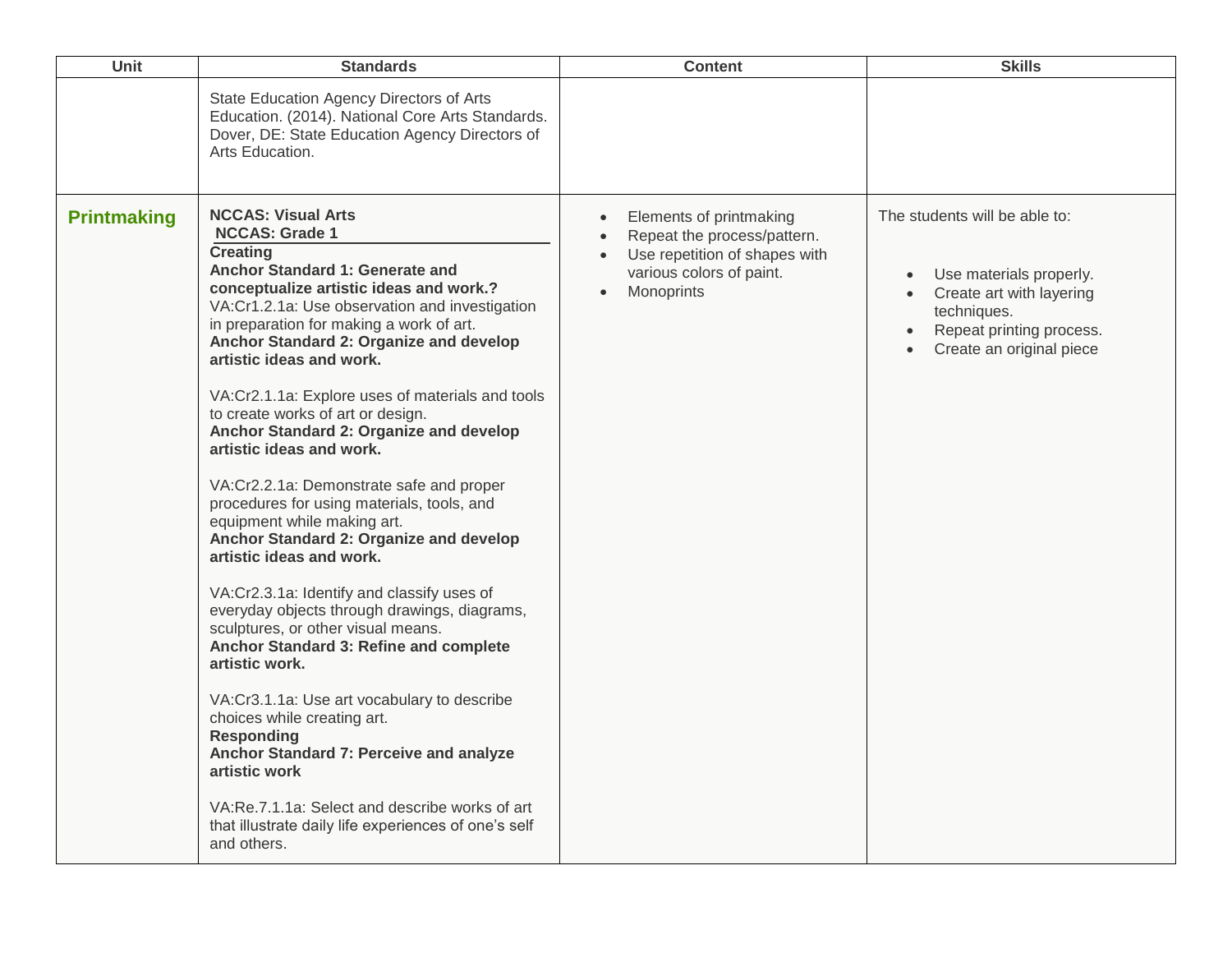| Unit | Standards | Content | Skills |
|---|---|---|---|
| | State Education Agency Directors of Arts Education. (2014). National Core Arts Standards. Dover, DE: State Education Agency Directors of Arts Education. | | |
| **Printmaking** | **NCCAS: Visual Arts**<br>**NCCAS: Grade 1**<br>**Creating**<br>**Anchor Standard 1: Generate and conceptualize artistic ideas and work.?**<br>VA:Cr1.2.1a: Use observation and investigation in preparation for making a work of art.<br>**Anchor Standard 2: Organize and develop artistic ideas and work.**<br><br>VA:Cr2.1.1a: Explore uses of materials and tools to create works of art or design.<br>**Anchor Standard 2: Organize and develop artistic ideas and work.**<br><br>VA:Cr2.2.1a: Demonstrate safe and proper procedures for using materials, tools, and equipment while making art.<br>**Anchor Standard 2: Organize and develop artistic ideas and work.**<br><br>VA:Cr2.3.1a: Identify and classify uses of everyday objects through drawings, diagrams, sculptures, or other visual means.<br>**Anchor Standard 3: Refine and complete artistic work.**<br><br>VA:Cr3.1.1a: Use art vocabulary to describe choices while creating art.<br>**Responding**<br>**Anchor Standard 7: Perceive and analyze artistic work**<br><br>VA:Re.7.1.1a: Select and describe works of art that illustrate daily life experiences of one's self and others. | • Elements of printmaking<br>• Repeat the process/pattern.<br>• Use repetition of shapes with various colors of paint.<br>• Monoprints | The students will be able to:<br><br>• Use materials properly.<br>• Create art with layering techniques.<br>• Repeat printing process.<br>• Create an original piece |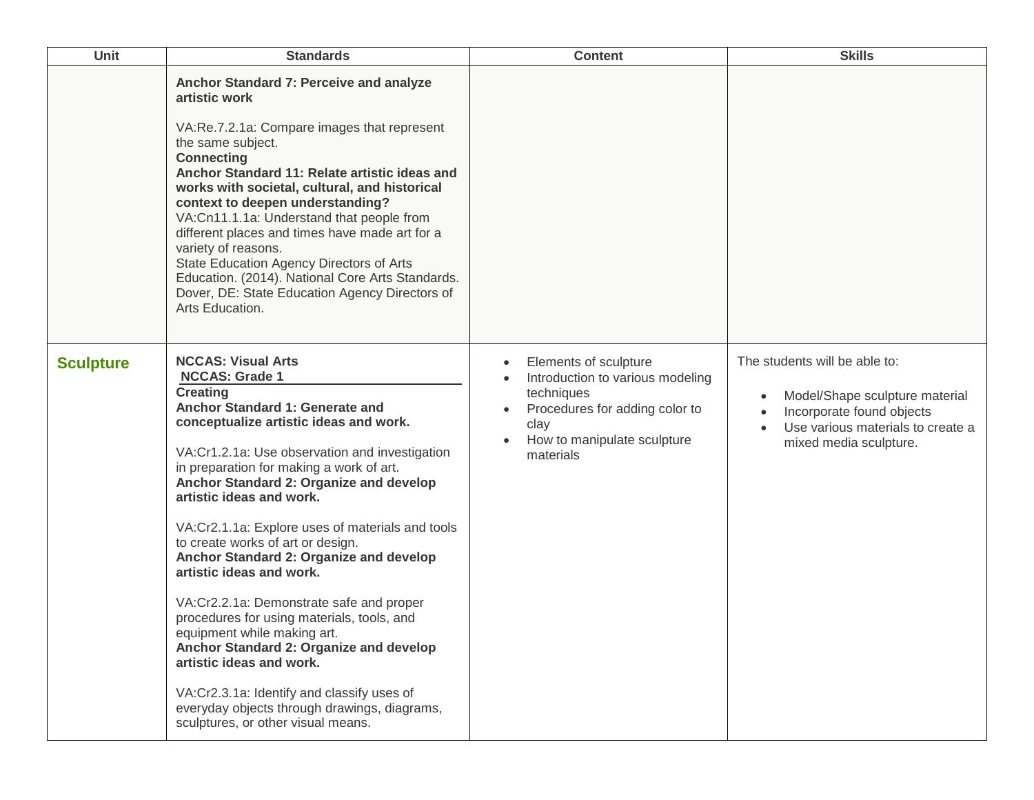| Unit | Standards | Content | Skills |
|---|---|---|---|
| | **Anchor Standard 7: Perceive and analyze artistic work**<br><br>VA:Re.7.2.1a: Compare images that represent the same subject.<br>**Connecting**<br>**Anchor Standard 11: Relate artistic ideas and works with societal, cultural, and historical context to deepen understanding?**<br>VA:Cn11.1.1a: Understand that people from different places and times have made art for a variety of reasons.<br>State Education Agency Directors of Arts Education. (2014). National Core Arts Standards. Dover, DE: State Education Agency Directors of Arts Education. | | |
| **Sculpture** | **NCCAS: Visual Arts**<br>**NCCAS: Grade 1**<br>**Creating**<br>**Anchor Standard 1: Generate and conceptualize artistic ideas and work.**<br><br>VA:Cr1.2.1a: Use observation and investigation in preparation for making a work of art.<br>**Anchor Standard 2: Organize and develop artistic ideas and work.**<br><br>VA:Cr2.1.1a: Explore uses of materials and tools to create works of art or design.<br>**Anchor Standard 2: Organize and develop artistic ideas and work.**<br><br>VA:Cr2.2.1a: Demonstrate safe and proper procedures for using materials, tools, and equipment while making art.<br>**Anchor Standard 2: Organize and develop artistic ideas and work.**<br><br>VA:Cr2.3.1a: Identify and classify uses of everyday objects through drawings, diagrams, sculptures, or other visual means. | • Elements of sculpture<br>• Introduction to various modeling techniques<br>• Procedures for adding color to clay<br>• How to manipulate sculpture materials | The students will be able to:<br><br>• Model/Shape sculpture material<br>• Incorporate found objects<br>• Use various materials to create a mixed media sculpture. |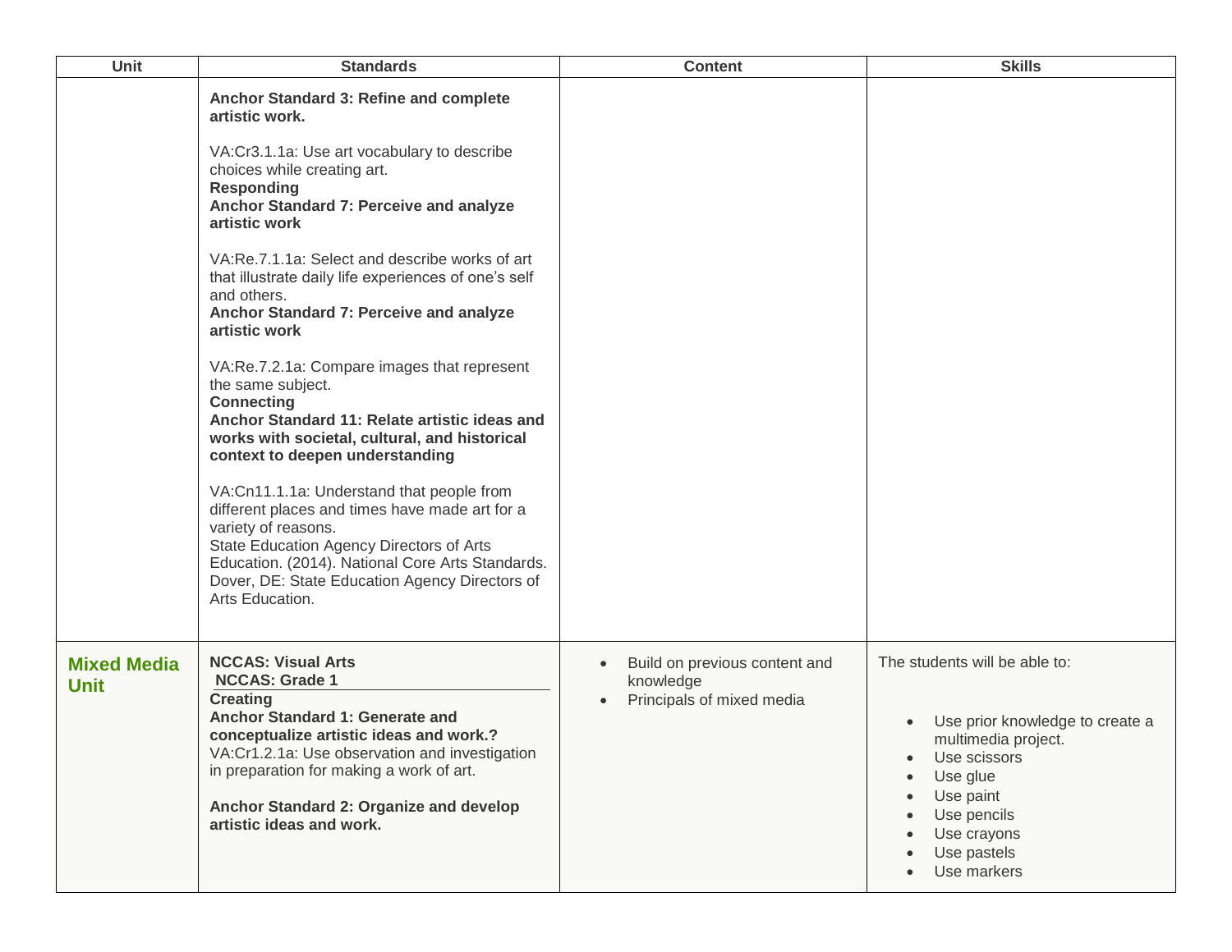| Unit | Standards | Content | Skills |
|---|---|---|---|
| | **Anchor Standard 3: Refine and complete artistic work.**<br><br>VA:Cr3.1.1a: Use art vocabulary to describe choices while creating art.<br>**Responding**<br>**Anchor Standard 7: Perceive and analyze artistic work**<br><br>VA:Re.7.1.1a: Select and describe works of art that illustrate daily life experiences of one's self and others.<br>**Anchor Standard 7: Perceive and analyze artistic work**<br><br>VA:Re.7.2.1a: Compare images that represent the same subject.<br>**Connecting**<br>**Anchor Standard 11: Relate artistic ideas and works with societal, cultural, and historical context to deepen understanding**<br><br>VA:Cn11.1.1a: Understand that people from different places and times have made art for a variety of reasons.<br>State Education Agency Directors of Arts Education. (2014). National Core Arts Standards. Dover, DE: State Education Agency Directors of Arts Education. | | |
| **Mixed Media Unit** | **NCCAS: Visual Arts**<br>**NCCAS: Grade 1**<br>**Creating**<br>**Anchor Standard 1: Generate and conceptualize artistic ideas and work.?**<br>VA:Cr1.2.1a: Use observation and investigation in preparation for making a work of art.<br><br>**Anchor Standard 2: Organize and develop artistic ideas and work.** | • Build on previous content and knowledge<br>• Principals of mixed media | The students will be able to:<br><br>• Use prior knowledge to create a multimedia project.<br>• Use scissors<br>• Use glue<br>• Use paint<br>• Use pencils<br>• Use crayons<br>• Use pastels<br>• Use markers |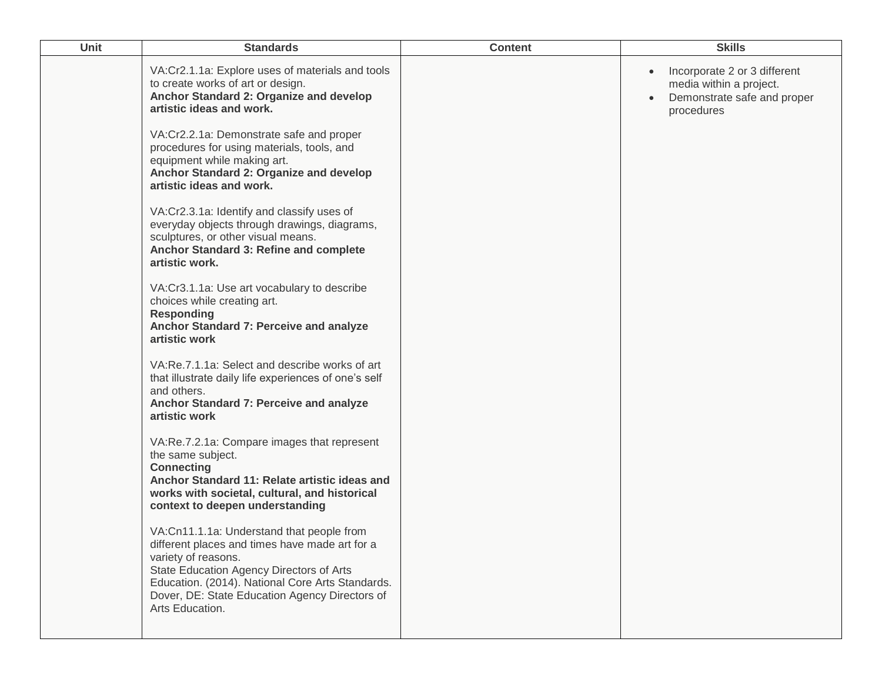| Unit | Standards | Content | Skills |
|---|---|---|---|
| | VA:Cr2.1.1a: Explore uses of materials and tools to create works of art or design.<br>**Anchor Standard 2: Organize and develop artistic ideas and work.**<br><br>VA:Cr2.2.1a: Demonstrate safe and proper procedures for using materials, tools, and equipment while making art.<br>**Anchor Standard 2: Organize and develop artistic ideas and work.**<br><br>VA:Cr2.3.1a: Identify and classify uses of everyday objects through drawings, diagrams, sculptures, or other visual means.<br>**Anchor Standard 3: Refine and complete artistic work.**<br><br>VA:Cr3.1.1a: Use art vocabulary to describe choices while creating art.<br>**Responding**<br>**Anchor Standard 7: Perceive and analyze artistic work**<br><br>VA:Re.7.1.1a: Select and describe works of art that illustrate daily life experiences of one's self and others.<br>**Anchor Standard 7: Perceive and analyze artistic work**<br><br>VA:Re.7.2.1a: Compare images that represent the same subject.<br>**Connecting**<br>**Anchor Standard 11: Relate artistic ideas and works with societal, cultural, and historical context to deepen understanding**<br><br>VA:Cn11.1.1a: Understand that people from different places and times have made art for a variety of reasons.<br>State Education Agency Directors of Arts Education. (2014). National Core Arts Standards. Dover, DE: State Education Agency Directors of Arts Education. | | • Incorporate 2 or 3 different media within a project.<br>• Demonstrate safe and proper procedures |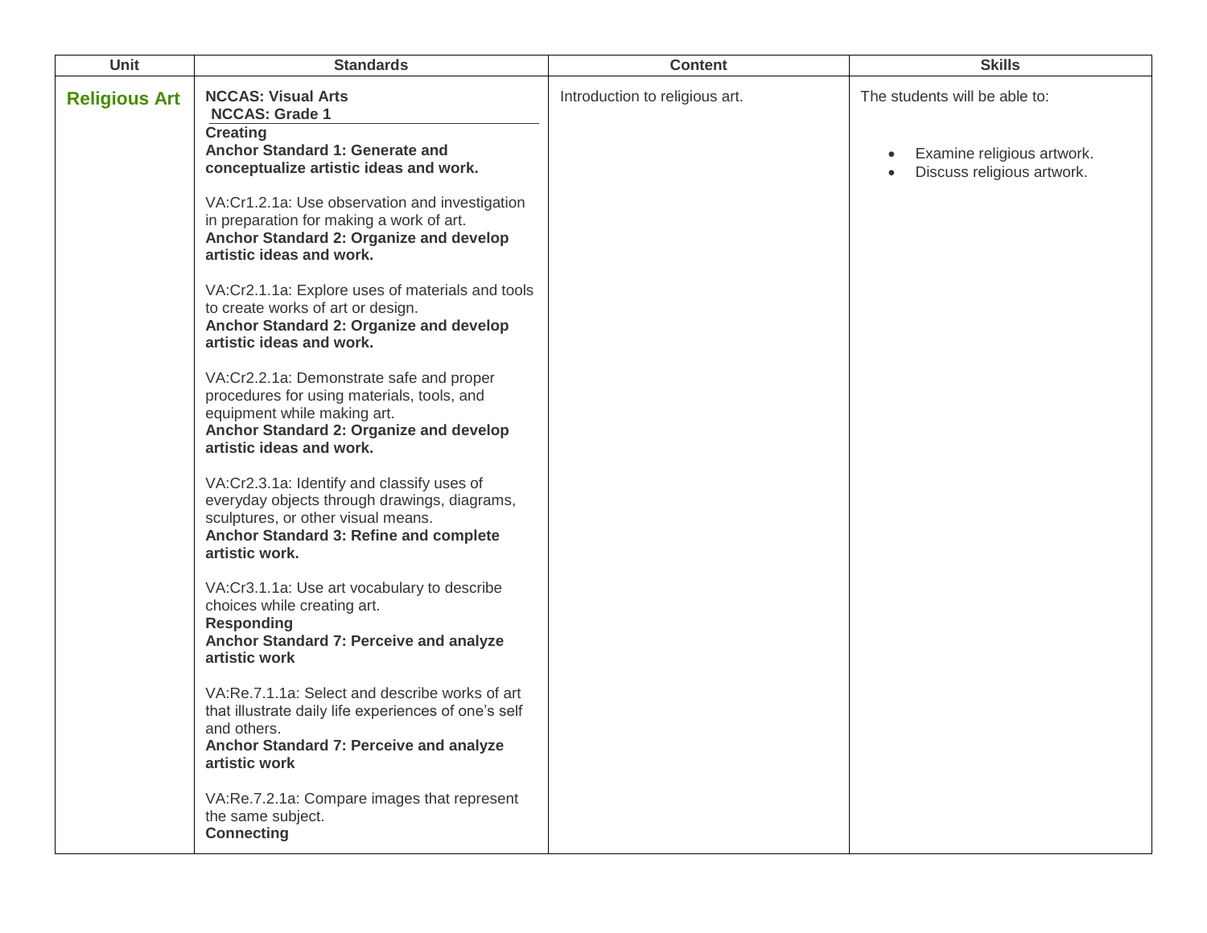| Unit | Standards | Content | Skills |
|---|---|---|---|
| **Religious Art** | **NCCAS: Visual Arts**<br>**NCCAS: Grade 1**<br>**Creating**<br>**Anchor Standard 1: Generate and conceptualize artistic ideas and work.**<br><br>VA:Cr1.2.1a: Use observation and investigation in preparation for making a work of art.<br>**Anchor Standard 2: Organize and develop artistic ideas and work.**<br><br>VA:Cr2.1.1a: Explore uses of materials and tools to create works of art or design.<br>**Anchor Standard 2: Organize and develop artistic ideas and work.**<br><br>VA:Cr2.2.1a: Demonstrate safe and proper procedures for using materials, tools, and equipment while making art.<br>**Anchor Standard 2: Organize and develop artistic ideas and work.**<br><br>VA:Cr2.3.1a: Identify and classify uses of everyday objects through drawings, diagrams, sculptures, or other visual means.<br>**Anchor Standard 3: Refine and complete artistic work.**<br><br>VA:Cr3.1.1a: Use art vocabulary to describe choices while creating art.<br>**Responding**<br>**Anchor Standard 7: Perceive and analyze artistic work**<br><br>VA:Re.7.1.1a: Select and describe works of art that illustrate daily life experiences of one's self and others.<br>**Anchor Standard 7: Perceive and analyze artistic work**<br><br>VA:Re.7.2.1a: Compare images that represent the same subject.<br>**Connecting** | Introduction to religious art. | The students will be able to:<br><br>• Examine religious artwork.<br>• Discuss religious artwork. |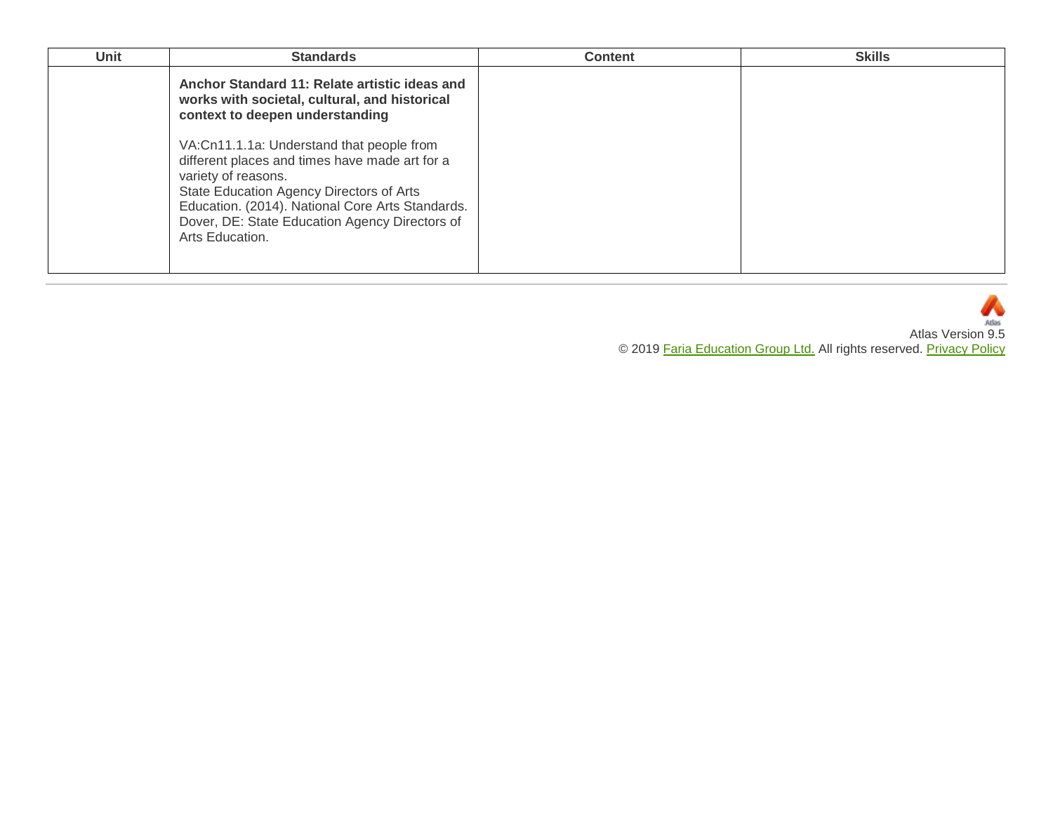| Unit | Standards | Content | Skills |
| --- | --- | --- | --- |
| | **Anchor Standard 11: Relate artistic ideas and works with societal, cultural, and historical context to deepen understanding**<br><br>VA:Cn11.1.1a: Understand that people from different places and times have made art for a variety of reasons.<br>State Education Agency Directors of Arts Education. (2014). National Core Arts Standards. Dover, DE: State Education Agency Directors of Arts Education. | | |

Atlas Version 9.5
© 2019 Faria Education Group Ltd. All rights reserved. Privacy Policy